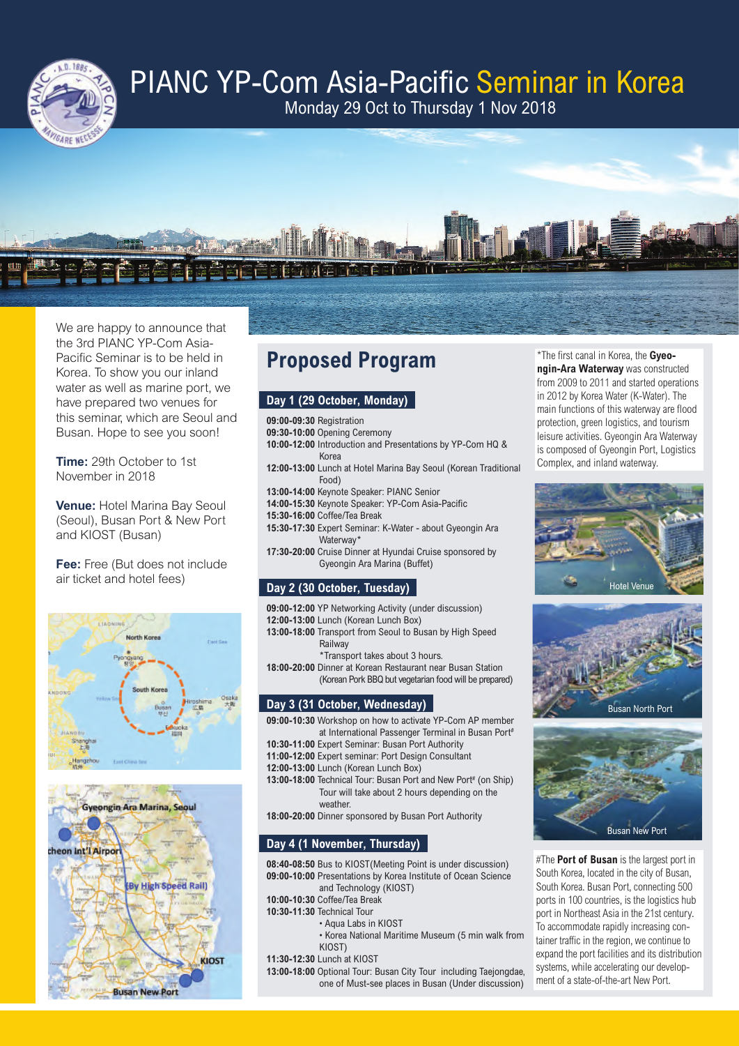# PIANC YP-Com Asia-Pacific Seminar in Korea

Monday 29 Oct to Thursday 1 Nov 2018

We are happy to announce that the 3rd PIANC YP-Com Asia-Pacific Seminar is to be held in Korea. To show you our inland water as well as marine port, we have prepared two venues for this seminar, which are Seoul and Busan. Hope to see you soon!

**Time:** 29th October to 1st November in 2018

**Venue:** Hotel Marina Bay Seoul (Seoul), Busan Port & New Port and KIOST (Busan)

**Fee:** Free (But does not include air ticket and hotel fees)

## Proposed Program

### Day 1 (29 October, Monday)

**09:00-09:30** Registration
**09:30-10:00** Opening Ceremony
**10:00-12:00** Introduction and Presentations by YP-Com HQ & Korea
**12:00-13:00** Lunch at Hotel Marina Bay Seoul (Korean Traditional Food)
**13:00-14:00** Keynote Speaker: PIANC Senior
**14:00-15:30** Keynote Speaker: YP-Com Asia-Pacific
**15:30-16:00** Coffee/Tea Break
**15:30-17:30** Expert Seminar: K-Water - about Gyeongin Ara Waterway*
**17:30-20:00** Cruise Dinner at Hyundai Cruise sponsored by Gyeongin Ara Marina (Buffet)

### Day 2 (30 October, Tuesday)

**09:00-12:00** YP Networking Activity (under discussion)
**12:00-13:00** Lunch (Korean Lunch Box)
**13:00-18:00** Transport from Seoul to Busan by High Speed Railway
*Transport takes about 3 hours.
**18:00-20:00** Dinner at Korean Restaurant near Busan Station (Korean Pork BBQ but vegetarian food will be prepared)

### Day 3 (31 October, Wednesday)

**09:00-10:30** Workshop on how to activate YP-Com AP member at International Passenger Terminal in Busan Port#
**10:30-11:00** Expert Seminar: Busan Port Authority
**11:00-12:00** Expert seminar: Port Design Consultant
**12:00-13:00** Lunch (Korean Lunch Box)
**13:00-18:00** Technical Tour: Busan Port and New Port# (on Ship) Tour will take about 2 hours depending on the weather.
**18:00-20:00** Dinner sponsored by Busan Port Authority

### Day 4 (1 November, Thursday)

**08:40-08:50** Bus to KIOST(Meeting Point is under discussion)
**09:00-10:00** Presentations by Korea Institute of Ocean Science and Technology (KIOST)
**10:00-10:30** Coffee/Tea Break
**10:30-11:30** Technical Tour
- Aqua Labs in KIOST
- Korea National Maritime Museum (5 min walk from KIOST)

**11:30-12:30** Lunch at KIOST
**13:00-18:00** Optional Tour: Busan City Tour including Taejongdae, one of Must-see places in Busan (Under discussion)

*The first canal in Korea, the **Gyeongin-Ara Waterway** was constructed from 2009 to 2011 and started operations in 2012 by Korea Water (K-Water). The main functions of this waterway are flood protection, green logistics, and tourism leisure activities. Gyeongin Ara Waterway is composed of Gyeongin Port, Logistics Complex, and inland waterway.

Hotel Venue

Busan North Port

Busan New Port

#The **Port of Busan** is the largest port in South Korea, located in the city of Busan, South Korea. Busan Port, connecting 500 ports in 100 countries, is the logistics hub port in Northeast Asia in the 21st century. To accommodate rapidly increasing container traffic in the region, we continue to expand the port facilities and its distribution systems, while accelerating our development of a state-of-the-art New Port.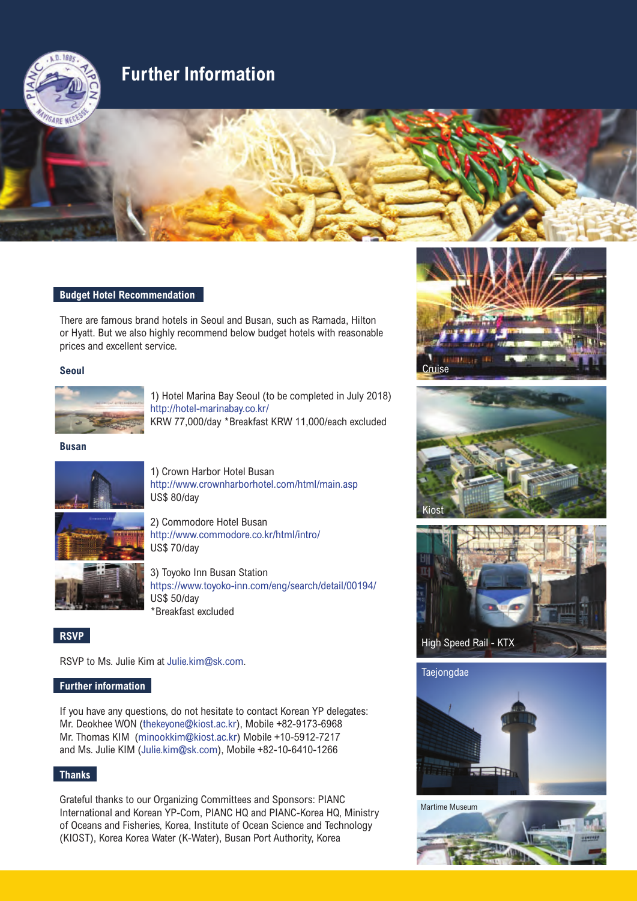# Further Information

## Budget Hotel Recommendation

There are famous brand hotels in Seoul and Busan, such as Ramada, Hilton or Hyatt. But we also highly recommend below budget hotels with reasonable prices and excellent service.

### Seoul

1) Hotel Marina Bay Seoul (to be completed in July 2018)
http://hotel-marinabay.co.kr/
KRW 77,000/day *Breakfast KRW 11,000/each excluded

### Busan

1) Crown Harbor Hotel Busan
http://www.crownharborhotel.com/html/main.asp
US$ 80/day

2) Commodore Hotel Busan
http://www.commodore.co.kr/html/intro/
US$ 70/day

3) Toyoko Inn Busan Station
https://www.toyoko-inn.com/eng/search/detail/00194/
US$ 50/day
*Breakfast excluded

## RSVP

RSVP to Ms. Julie Kim at Julie.kim@sk.com.

## Further information

If you have any questions, do not hesitate to contact Korean YP delegates:
Mr. Deokhee WON (thekeyone@kiost.ac.kr), Mobile +82-9173-6968
Mr. Thomas KIM (minookkim@kiost.ac.kr) Mobile +10-5912-7217
and Ms. Julie KIM (Julie.kim@sk.com), Mobile +82-10-6410-1266

## Thanks

Grateful thanks to our Organizing Committees and Sponsors: PIANC International and Korean YP-Com, PIANC HQ and PIANC-Korea HQ, Ministry of Oceans and Fisheries, Korea, Institute of Ocean Science and Technology (KIOST), Korea Korea Water (K-Water), Busan Port Authority, Korea

Cruise

Kiost

High Speed Rail - KTX

Taejongdae

Martime Museum